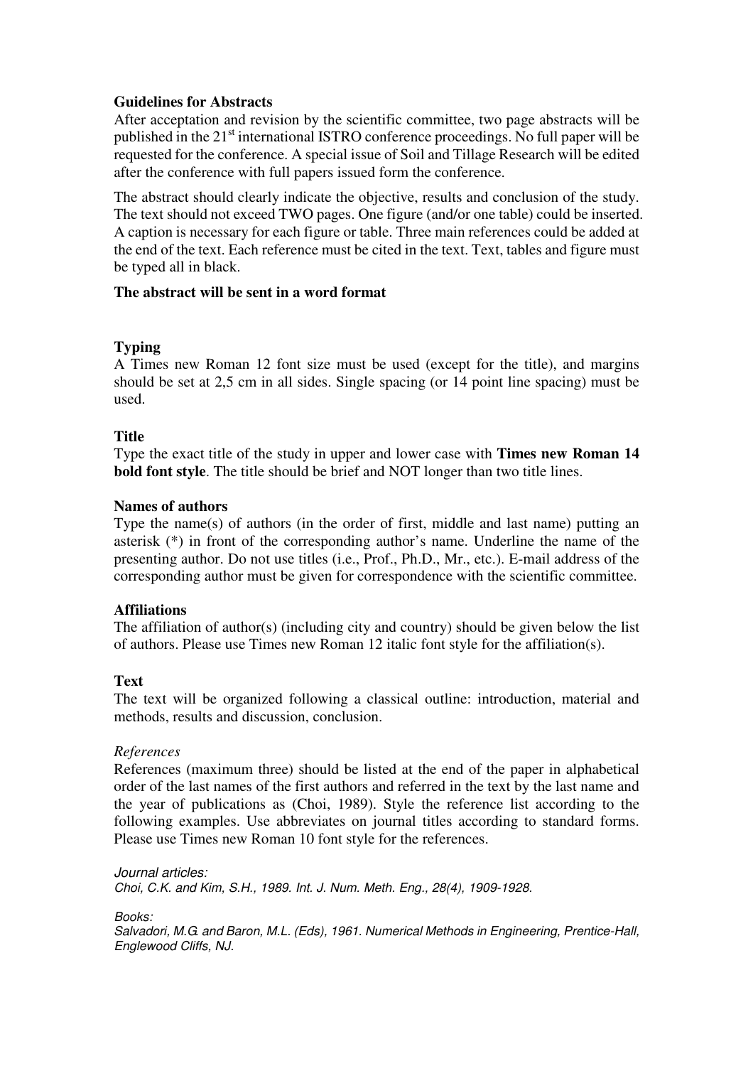**Guidelines for Abstracts**

After acceptance and revision by the scientific committee, two page abstracts will be published in the 21st international ISTRO conference proceedings. No full paper will be requested for the conference. A special issue of Soil and Tillage Research will be edited after the conference with full papers issued form the conference.

The abstract should clearly indicate the objective, results and conclusion of the study. The text should not exceed TWO pages. One figure (and/or one table) could be inserted. A caption is necessary for each figure or table. Three main references could be added at the end of the text. Each reference must be cited in the text. Text, tables and figure must be typed all in black.

**The abstract will be sent in a word format**

**Typing**

A Times new Roman 12 font size must be used (except for the title), and margins should be set at 2,5 cm in all sides. Single spacing (or 14 point line spacing) must be used.

**Title**

Type the exact title of the study in upper and lower case with **Times new Roman 14 bold font style**. The title should be brief and NOT longer than two title lines.

**Names of authors**

Type the name(s) of authors (in the order of first, middle and last name) putting an asterisk (*) in front of the corresponding author's name. Underline the name of the presenting author. Do not use titles (i.e., Prof., Ph.D., Mr., etc.). E-mail address of the corresponding author must be given for correspondence with the scientific committee.

**Affiliations**

The affiliation of author(s) (including city and country) should be given below the list of authors. Please use Times new Roman 12 italic font style for the affiliation(s).

**Text**

The text will be organized following a classical outline: introduction, material and methods, results and discussion, conclusion.

*References*

References (maximum three) should be listed at the end of the paper in alphabetical order of the last names of the first authors and referred in the text by the last name and the year of publications as (Choi, 1989). Style the reference list according to the following examples. Use abbreviates on journal titles according to standard forms. Please use Times new Roman 10 font style for the references.

*Journal articles:*
*Choi, C.K. and Kim, S.H., 1989. Int. J. Num. Meth. Eng., 28(4), 1909-1928.*

*Books:*
*Salvadori, M.G. and Baron, M.L. (Eds), 1961. Numerical Methods in Engineering, Prentice-Hall, Englewood Cliffs, NJ.*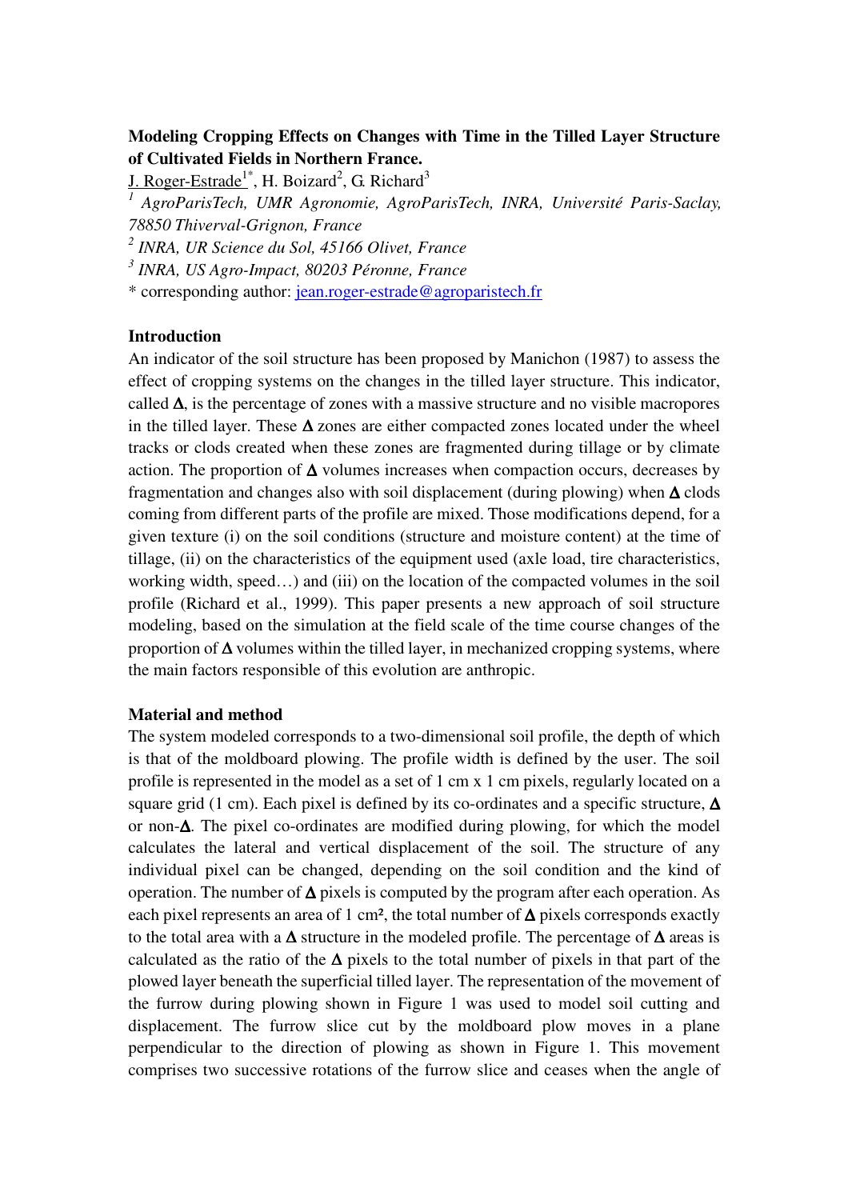**Modeling Cropping Effects on Changes with Time in the Tilled Layer Structure of Cultivated Fields in Northern France.**

J. Roger-Estrade[1*], H. Boizard[2], G. Richard[3]

[1] *AgroParisTech, UMR Agronomie, AgroParisTech, INRA, Université Paris-Saclay, 78850 Thiverval-Grignon, France*

[2] *INRA, UR Science du Sol, 45166 Olivet, France*

[3] *INRA, US Agro-Impact, 80203 Péronne, France*

\* corresponding author: jean.roger-estrade@agroparistech.fr

## Introduction

An indicator of the soil structure has been proposed by Manichon (1987) to assess the effect of cropping systems on the changes in the tilled layer structure. This indicator, called **Δ**, is the percentage of zones with a massive structure and no visible macropores in the tilled layer. These **Δ** zones are either compacted zones located under the wheel tracks or clods created when these zones are fragmented during tillage or by climate action. The proportion of **Δ** volumes increases when compaction occurs, decreases by fragmentation and changes also with soil displacement (during plowing) when **Δ** clods coming from different parts of the profile are mixed. Those modifications depend, for a given texture (i) on the soil conditions (structure and moisture content) at the time of tillage, (ii) on the characteristics of the equipment used (axle load, tire characteristics, working width, speed…) and (iii) on the location of the compacted volumes in the soil profile (Richard et al., 1999). This paper presents a new approach of soil structure modeling, based on the simulation at the field scale of the time course changes of the proportion of **Δ** volumes within the tilled layer, in mechanized cropping systems, where the main factors responsible of this evolution are anthropic.

## Material and method

The system modeled corresponds to a two-dimensional soil profile, the depth of which is that of the moldboard plowing. The profile width is defined by the user. The soil profile is represented in the model as a set of 1 cm x 1 cm pixels, regularly located on a square grid (1 cm). Each pixel is defined by its co-ordinates and a specific structure, **Δ** or non-**Δ**. The pixel co-ordinates are modified during plowing, for which the model calculates the lateral and vertical displacement of the soil. The structure of any individual pixel can be changed, depending on the soil condition and the kind of operation. The number of **Δ** pixels is computed by the program after each operation. As each pixel represents an area of 1 cm², the total number of **Δ** pixels corresponds exactly to the total area with a **Δ** structure in the modeled profile. The percentage of **Δ** areas is calculated as the ratio of the **Δ** pixels to the total number of pixels in that part of the plowed layer beneath the superficial tilled layer. The representation of the movement of the furrow during plowing shown in Figure 1 was used to model soil cutting and displacement. The furrow slice cut by the moldboard plow moves in a plane perpendicular to the direction of plowing as shown in Figure 1. This movement comprises two successive rotations of the furrow slice and ceases when the angle of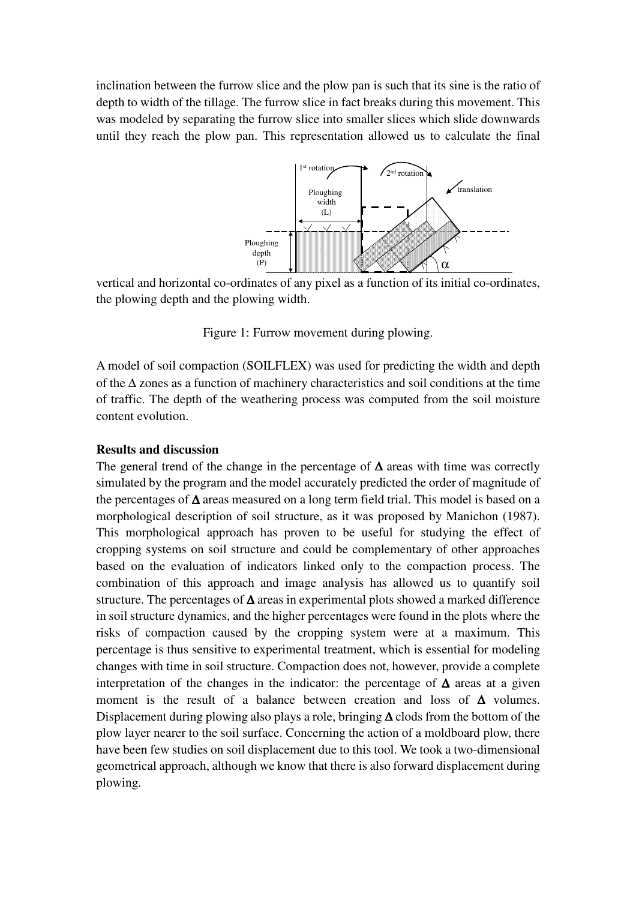inclination between the furrow slice and the plow pan is such that its sine is the ratio of depth to width of the tillage. The furrow slice in fact breaks during this movement. This was modeled by separating the furrow slice into smaller slices which slide downwards until they reach the plow pan. This representation allowed us to calculate the final vertical and horizontal co-ordinates of any pixel as a function of its initial co-ordinates, the plowing depth and the plowing width.

Figure 1: Furrow movement during plowing.

A model of soil compaction (SOILFLEX) was used for predicting the width and depth of the Δ zones as a function of machinery characteristics and soil conditions at the time of traffic. The depth of the weathering process was computed from the soil moisture content evolution.

**Results and discussion**

The general trend of the change in the percentage of **Δ** areas with time was correctly simulated by the program and the model accurately predicted the order of magnitude of the percentages of **Δ** areas measured on a long term field trial. This model is based on a morphological description of soil structure, as it was proposed by Manichon (1987). This morphological approach has proven to be useful for studying the effect of cropping systems on soil structure and could be complementary of other approaches based on the evaluation of indicators linked only to the compaction process. The combination of this approach and image analysis has allowed us to quantify soil structure. The percentages of **Δ** areas in experimental plots showed a marked difference in soil structure dynamics, and the higher percentages were found in the plots where the risks of compaction caused by the cropping system were at a maximum. This percentage is thus sensitive to experimental treatment, which is essential for modeling changes with time in soil structure. Compaction does not, however, provide a complete interpretation of the changes in the indicator: the percentage of **Δ** areas at a given moment is the result of a balance between creation and loss of **Δ** volumes. Displacement during plowing also plays a role, bringing **Δ** clods from the bottom of the plow layer nearer to the soil surface. Concerning the action of a moldboard plow, there have been few studies on soil displacement due to this tool. We took a two-dimensional geometrical approach, although we know that there is also forward displacement during plowing.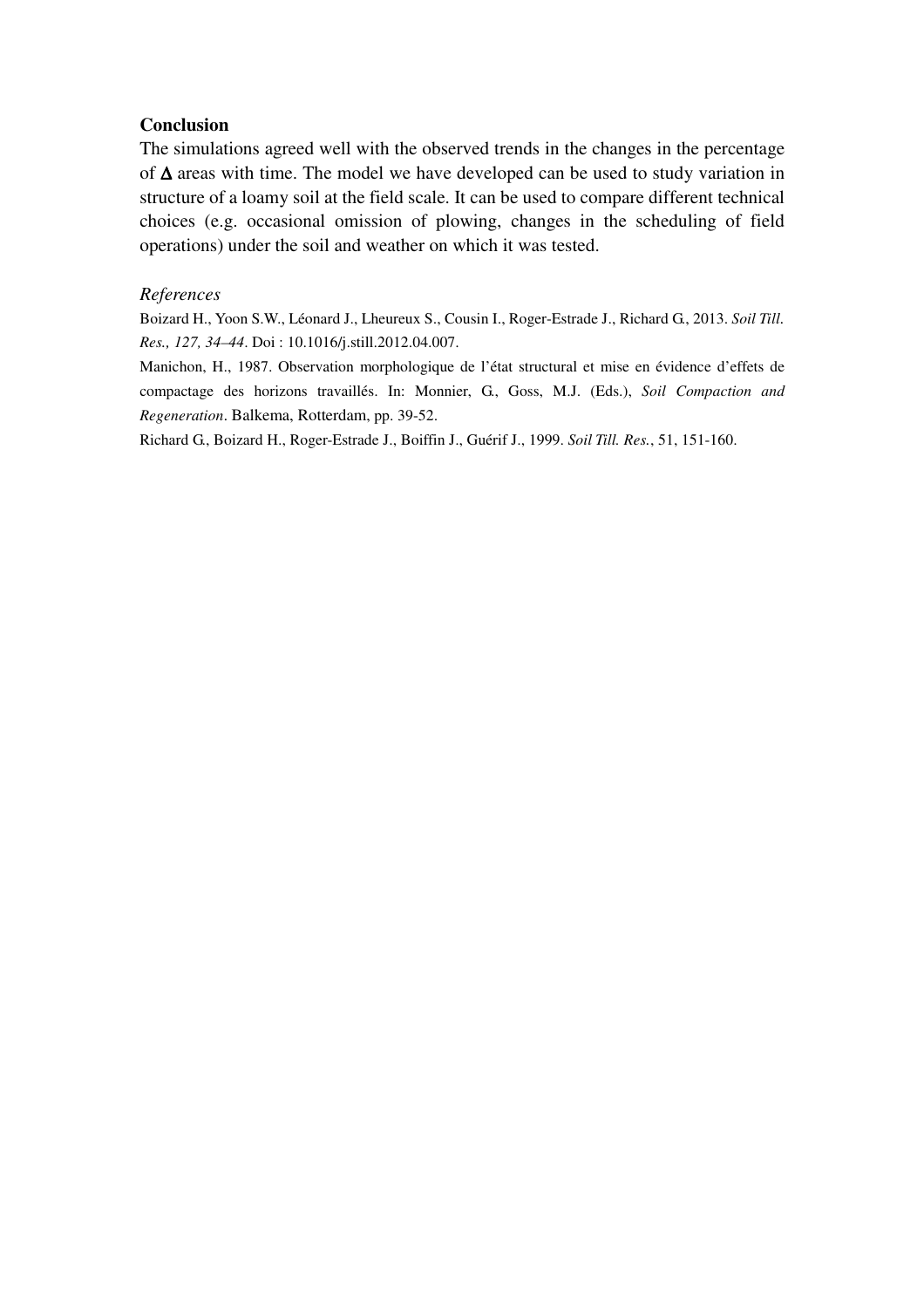**Conclusion**

The simulations agreed well with the observed trends in the changes in the percentage of Δ areas with time. The model we have developed can be used to study variation in structure of a loamy soil at the field scale. It can be used to compare different technical choices (e.g. occasional omission of plowing, changes in the scheduling of field operations) under the soil and weather on which it was tested.

*References*

Boizard H., Yoon S.W., Léonard J., Lheureux S., Cousin I., Roger-Estrade J., Richard G., 2013. *Soil Till. Res., 127, 34–44*. Doi : 10.1016/j.still.2012.04.007.

Manichon, H., 1987. Observation morphologique de l'état structural et mise en évidence d'effets de compactage des horizons travaillés. In: Monnier, G., Goss, M.J. (Eds.), *Soil Compaction and Regeneration*. Balkema, Rotterdam, pp. 39-52.

Richard G., Boizard H., Roger-Estrade J., Boiffin J., Guérif J., 1999. *Soil Till. Res.*, 51, 151-160.